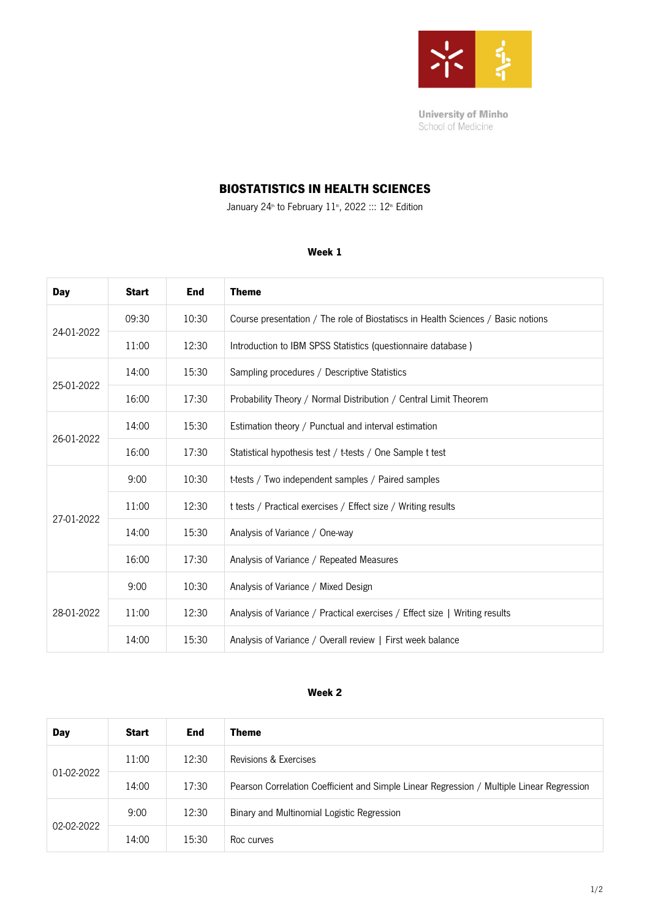University of Minho
School of Medicine

# BIOSTATISTICS IN HEALTH SCIENCES

January 24th to February 11th, 2022 ::: 12th Edition

### Week 1

| Day | Start | End | Theme |
|---|---|---|---|
| 24-01-2022 | 09:30 | 10:30 | Course presentation / The role of Biostatiscs in Health Sciences / Basic notions |
| | 11:00 | 12:30 | Introduction to IBM SPSS Statistics (questionnaire database ) |
| 25-01-2022 | 14:00 | 15:30 | Sampling procedures / Descriptive Statistics |
| | 16:00 | 17:30 | Probability Theory / Normal Distribution / Central Limit Theorem |
| 26-01-2022 | 14:00 | 15:30 | Estimation theory / Punctual and interval estimation |
| | 16:00 | 17:30 | Statistical hypothesis test / t-tests / One Sample t test |
| 27-01-2022 | 9:00 | 10:30 | t-tests / Two independent samples / Paired samples |
| | 11:00 | 12:30 | t tests / Practical exercises / Effect size / Writing results |
| | 14:00 | 15:30 | Analysis of Variance / One-way |
| | 16:00 | 17:30 | Analysis of Variance / Repeated Measures |
| 28-01-2022 | 9:00 | 10:30 | Analysis of Variance / Mixed Design |
| | 11:00 | 12:30 | Analysis of Variance / Practical exercises / Effect size \| Writing results |
| | 14:00 | 15:30 | Analysis of Variance / Overall review \| First week balance |

### Week 2

| Day | Start | End | Theme |
|---|---|---|---|
| 01-02-2022 | 11:00 | 12:30 | Revisions & Exercises |
| | 14:00 | 17:30 | Pearson Correlation Coefficient and Simple Linear Regression / Multiple Linear Regression |
| 02-02-2022 | 9:00 | 12:30 | Binary and Multinomial Logistic Regression |
| | 14:00 | 15:30 | Roc curves |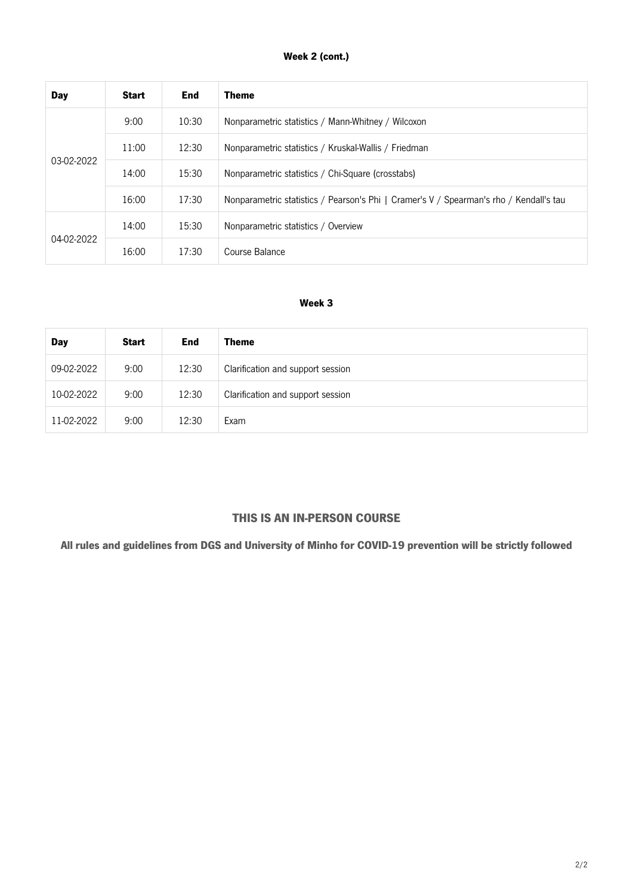### Week 2 (cont.)

| Day | Start | End | Theme |
|---|---|---|---|
| 03-02-2022 | 9:00 | 10:30 | Nonparametric statistics / Mann-Whitney / Wilcoxon |
| | 11:00 | 12:30 | Nonparametric statistics / Kruskal-Wallis / Friedman |
| | 14:00 | 15:30 | Nonparametric statistics / Chi-Square (crosstabs) |
| | 16:00 | 17:30 | Nonparametric statistics / Pearson's Phi \| Cramer's V / Spearman's rho / Kendall's tau |
| 04-02-2022 | 14:00 | 15:30 | Nonparametric statistics / Overview |
| | 16:00 | 17:30 | Course Balance |

### Week 3

| Day | Start | End | Theme |
|---|---|---|---|
| 09-02-2022 | 9:00 | 12:30 | Clarification and support session |
| 10-02-2022 | 9:00 | 12:30 | Clarification and support session |
| 11-02-2022 | 9:00 | 12:30 | Exam |

## THIS IS AN IN-PERSON COURSE

**All rules and guidelines from DGS and University of Minho for COVID-19 prevention will be strictly followed**